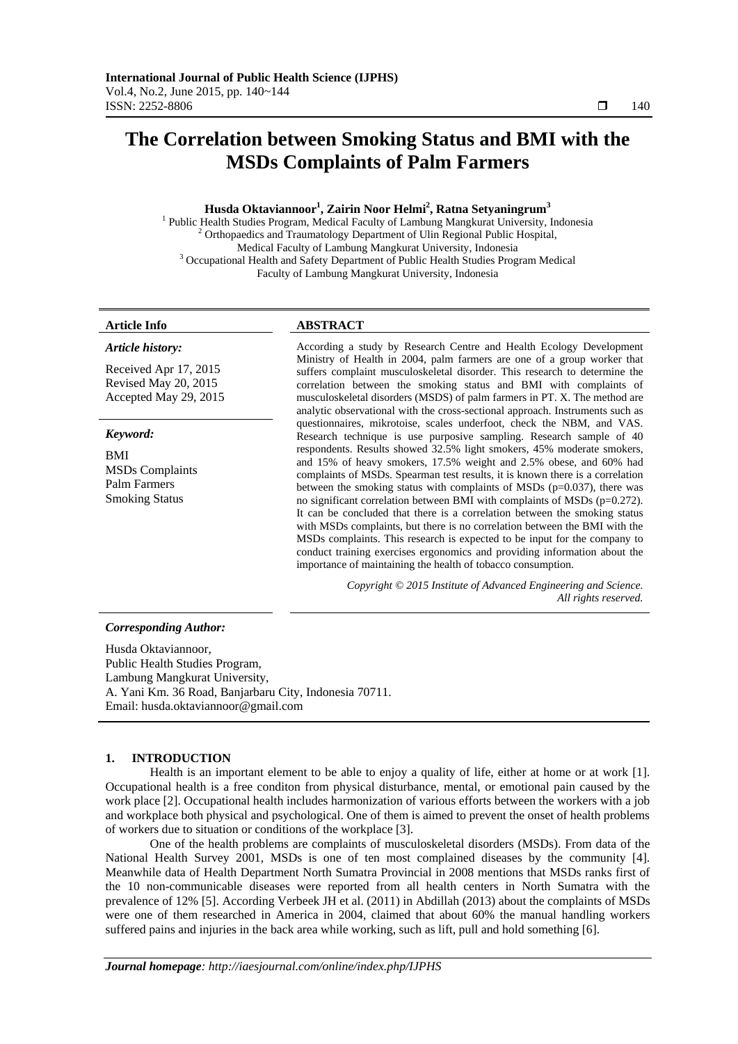# The Correlation between Smoking Status and BMI with the MSDs Complaints of Palm Farmers

**Husda Oktaviannoor[1], Zairin Noor Helmi[2], Ratna Setyaningrum[3]**

[1] Public Health Studies Program, Medical Faculty of Lambung Mangkurat University, Indonesia
[2] Orthopaedics and Traumatology Department of Ulin Regional Public Hospital, Medical Faculty of Lambung Mangkurat University, Indonesia
[3] Occupational Health and Safety Department of Public Health Studies Program Medical Faculty of Lambung Mangkurat University, Indonesia

**Article Info**

***Article history:***

Received Apr 17, 2015
Revised May 20, 2015
Accepted May 29, 2015

***Keyword:***

BMI
MSDs Complaints
Palm Farmers
Smoking Status

**ABSTRACT**

According a study by Research Centre and Health Ecology Development Ministry of Health in 2004, palm farmers are one of a group worker that suffers complaint musculoskeletal disorder. This research to determine the correlation between the smoking status and BMI with complaints of musculoskeletal disorders (MSDS) of palm farmers in PT. X. The method are analytic observational with the cross-sectional approach. Instruments such as questionnaires, mikrotoise, scales underfoot, check the NBM, and VAS. Research technique is use purposive sampling. Research sample of 40 respondents. Results showed 32.5% light smokers, 45% moderate smokers, and 15% of heavy smokers, 17.5% weight and 2.5% obese, and 60% had complaints of MSDs. Spearman test results, it is known there is a correlation between the smoking status with complaints of MSDs (p=0.037), there was no significant correlation between BMI with complaints of MSDs (p=0.272). It can be concluded that there is a correlation between the smoking status with MSDs complaints, but there is no correlation between the BMI with the MSDs complaints. This research is expected to be input for the company to conduct training exercises ergonomics and providing information about the importance of maintaining the health of tobacco consumption.

*Copyright © 2015 Institute of Advanced Engineering and Science. All rights reserved.*

***Corresponding Author:***

Husda Oktaviannoor,
Public Health Studies Program,
Lambung Mangkurat University,
A. Yani Km. 36 Road, Banjarbaru City, Indonesia 70711.
Email: husda.oktaviannoor@gmail.com

## 1. INTRODUCTION

Health is an important element to be able to enjoy a quality of life, either at home or at work [1]. Occupational health is a free conditon from physical disturbance, mental, or emotional pain caused by the work place [2]. Occupational health includes harmonization of various efforts between the workers with a job and workplace both physical and psychological. One of them is aimed to prevent the onset of health problems of workers due to situation or conditions of the workplace [3].

One of the health problems are complaints of musculoskeletal disorders (MSDs). From data of the National Health Survey 2001, MSDs is one of ten most complained diseases by the community [4]. Meanwhile data of Health Department North Sumatra Provincial in 2008 mentions that MSDs ranks first of the 10 non-communicable diseases were reported from all health centers in North Sumatra with the prevalence of 12% [5]. According Verbeek JH et al. (2011) in Abdillah (2013) about the complaints of MSDs were one of them researched in America in 2004, claimed that about 60% the manual handling workers suffered pains and injuries in the back area while working, such as lift, pull and hold something [6].

*Journal homepage: http://iaesjournal.com/online/index.php/IJPHS*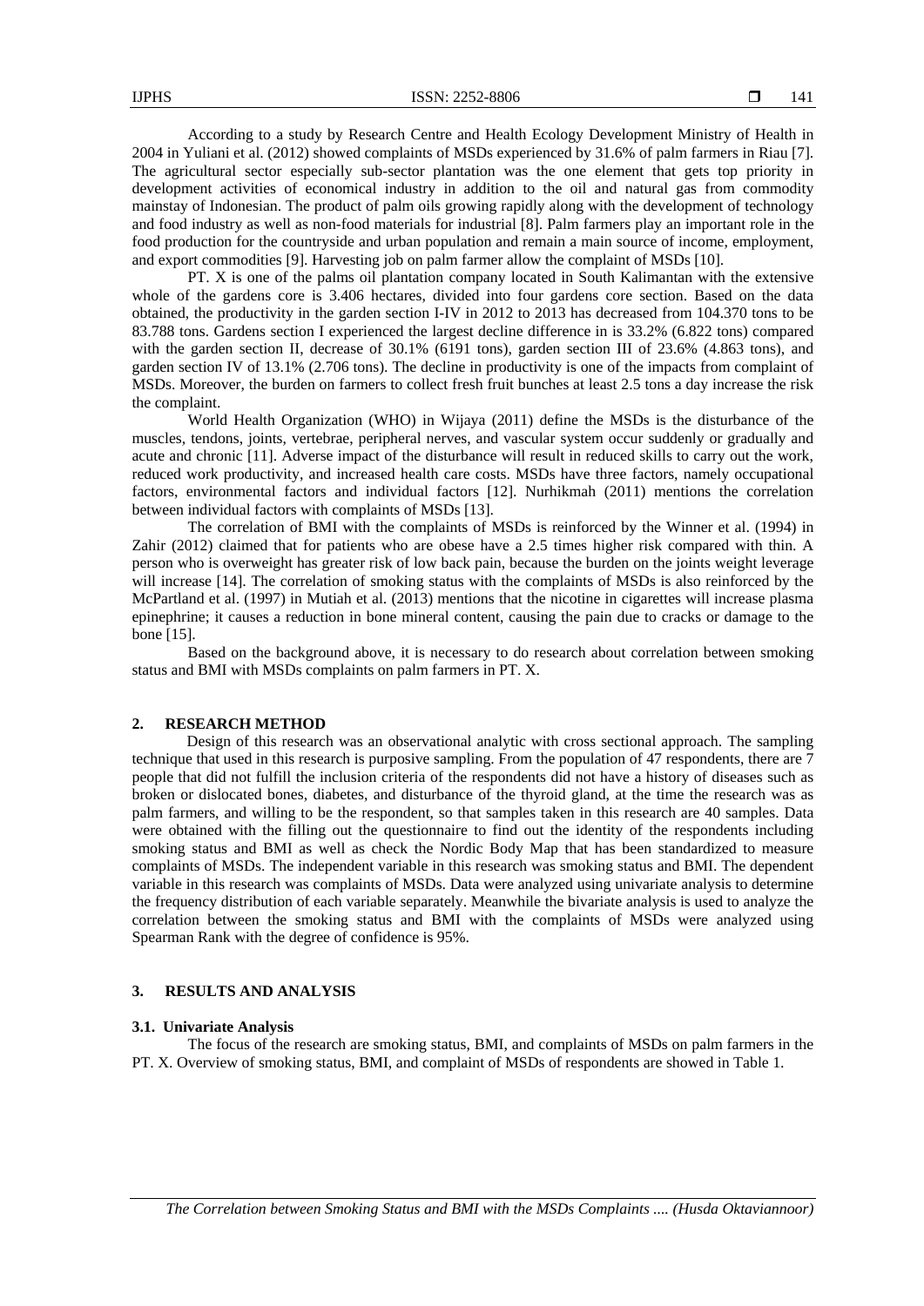According to a study by Research Centre and Health Ecology Development Ministry of Health in 2004 in Yuliani et al. (2012) showed complaints of MSDs experienced by 31.6% of palm farmers in Riau [7]. The agricultural sector especially sub-sector plantation was the one element that gets top priority in development activities of economical industry in addition to the oil and natural gas from commodity mainstay of Indonesian. The product of palm oils growing rapidly along with the development of technology and food industry as well as non-food materials for industrial [8]. Palm farmers play an important role in the food production for the countryside and urban population and remain a main source of income, employment, and export commodities [9]. Harvesting job on palm farmer allow the complaint of MSDs [10].

PT. X is one of the palms oil plantation company located in South Kalimantan with the extensive whole of the gardens core is 3.406 hectares, divided into four gardens core section. Based on the data obtained, the productivity in the garden section I-IV in 2012 to 2013 has decreased from 104.370 tons to be 83.788 tons. Gardens section I experienced the largest decline difference in is 33.2% (6.822 tons) compared with the garden section II, decrease of 30.1% (6191 tons), garden section III of 23.6% (4.863 tons), and garden section IV of 13.1% (2.706 tons). The decline in productivity is one of the impacts from complaint of MSDs. Moreover, the burden on farmers to collect fresh fruit bunches at least 2.5 tons a day increase the risk the complaint.

World Health Organization (WHO) in Wijaya (2011) define the MSDs is the disturbance of the muscles, tendons, joints, vertebrae, peripheral nerves, and vascular system occur suddenly or gradually and acute and chronic [11]. Adverse impact of the disturbance will result in reduced skills to carry out the work, reduced work productivity, and increased health care costs. MSDs have three factors, namely occupational factors, environmental factors and individual factors [12]. Nurhikmah (2011) mentions the correlation between individual factors with complaints of MSDs [13].

The correlation of BMI with the complaints of MSDs is reinforced by the Winner et al. (1994) in Zahir (2012) claimed that for patients who are obese have a 2.5 times higher risk compared with thin. A person who is overweight has greater risk of low back pain, because the burden on the joints weight leverage will increase [14]. The correlation of smoking status with the complaints of MSDs is also reinforced by the McPartland et al. (1997) in Mutiah et al. (2013) mentions that the nicotine in cigarettes will increase plasma epinephrine; it causes a reduction in bone mineral content, causing the pain due to cracks or damage to the bone [15].

Based on the background above, it is necessary to do research about correlation between smoking status and BMI with MSDs complaints on palm farmers in PT. X.

## 2. RESEARCH METHOD

Design of this research was an observational analytic with cross sectional approach. The sampling technique that used in this research is purposive sampling. From the population of 47 respondents, there are 7 people that did not fulfill the inclusion criteria of the respondents did not have a history of diseases such as broken or dislocated bones, diabetes, and disturbance of the thyroid gland, at the time the research was as palm farmers, and willing to be the respondent, so that samples taken in this research are 40 samples. Data were obtained with the filling out the questionnaire to find out the identity of the respondents including smoking status and BMI as well as check the Nordic Body Map that has been standardized to measure complaints of MSDs. The independent variable in this research was smoking status and BMI. The dependent variable in this research was complaints of MSDs. Data were analyzed using univariate analysis to determine the frequency distribution of each variable separately. Meanwhile the bivariate analysis is used to analyze the correlation between the smoking status and BMI with the complaints of MSDs were analyzed using Spearman Rank with the degree of confidence is 95%.

## 3. RESULTS AND ANALYSIS

### 3.1. Univariate Analysis

The focus of the research are smoking status, BMI, and complaints of MSDs on palm farmers in the PT. X. Overview of smoking status, BMI, and complaint of MSDs of respondents are showed in Table 1.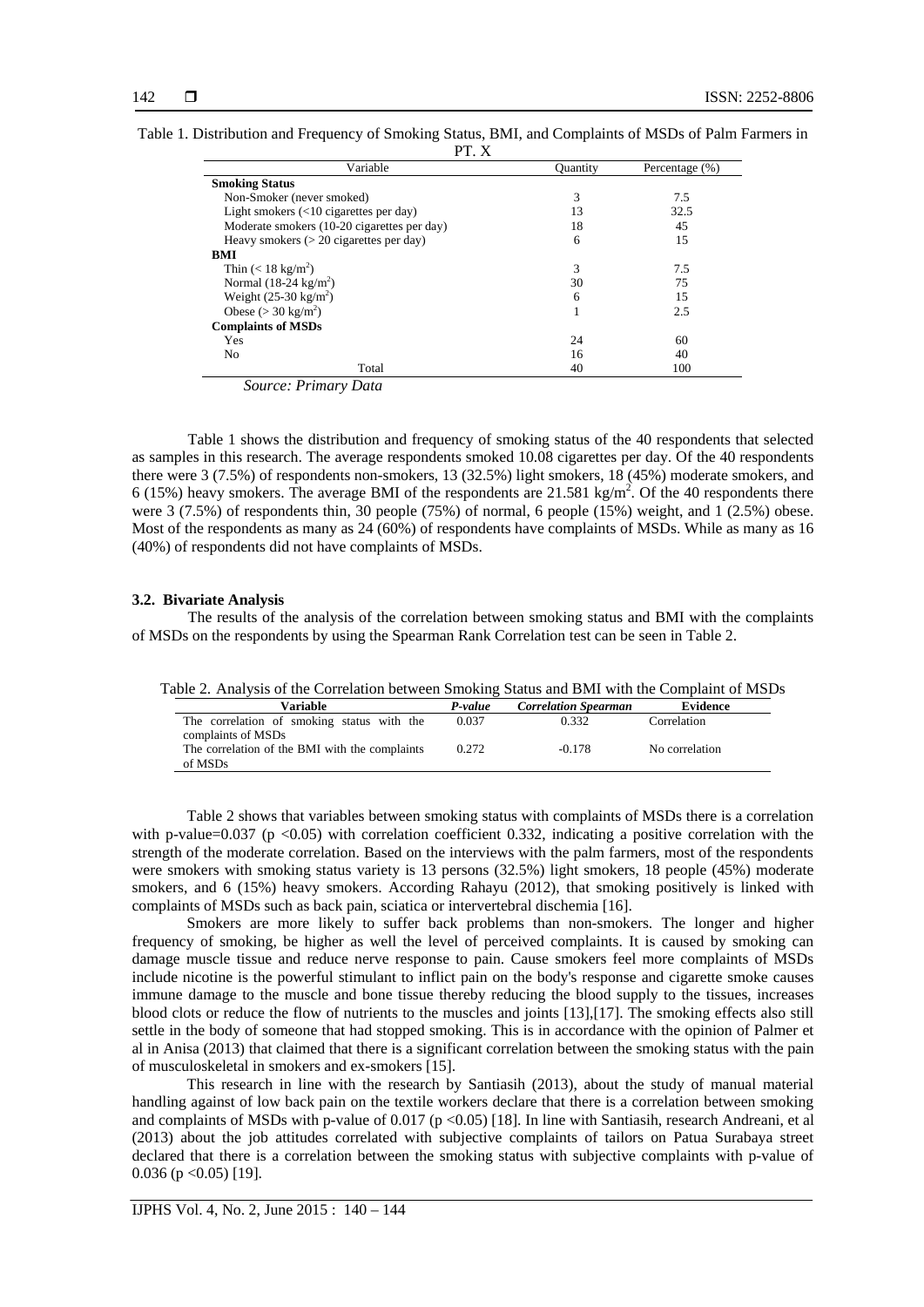Table 1. Distribution and Frequency of Smoking Status, BMI, and Complaints of MSDs of Palm Farmers in PT. X

| Variable | Quantity | Percentage (%) |
|---|---|---|
| **Smoking Status** | | |
| Non-Smoker (never smoked) | 3 | 7.5 |
| Light smokers (<10 cigarettes per day) | 13 | 32.5 |
| Moderate smokers (10-20 cigarettes per day) | 18 | 45 |
| Heavy smokers (> 20 cigarettes per day) | 6 | 15 |
| **BMI** | | |
| Thin (< 18 kg/m$^2$) | 3 | 7.5 |
| Normal (18-24 kg/m$^2$) | 30 | 75 |
| Weight (25-30 kg/m$^2$) | 6 | 15 |
| Obese (> 30 kg/m$^2$) | 1 | 2.5 |
| **Complaints of MSDs** | | |
| Yes | 24 | 60 |
| No | 16 | 40 |
| Total | 40 | 100 |

*Source: Primary Data*

Table 1 shows the distribution and frequency of smoking status of the 40 respondents that selected as samples in this research. The average respondents smoked 10.08 cigarettes per day. Of the 40 respondents there were 3 (7.5%) of respondents non-smokers, 13 (32.5%) light smokers, 18 (45%) moderate smokers, and 6 (15%) heavy smokers. The average BMI of the respondents are 21.581 kg/m$^2$. Of the 40 respondents there were 3 (7.5%) of respondents thin, 30 people (75%) of normal, 6 people (15%) weight, and 1 (2.5%) obese. Most of the respondents as many as 24 (60%) of respondents have complaints of MSDs. While as many as 16 (40%) of respondents did not have complaints of MSDs.

### 3.2. Bivariate Analysis

The results of the analysis of the correlation between smoking status and BMI with the complaints of MSDs on the respondents by using the Spearman Rank Correlation test can be seen in Table 2.

Table 2. Analysis of the Correlation between Smoking Status and BMI with the Complaint of MSDs

| Variable | *P-value* | *Correlation Spearman* | Evidence |
|---|---|---|---|
| The correlation of smoking status with the complaints of MSDs | 0.037 | 0.332 | Correlation |
| The correlation of the BMI with the complaints of MSDs | 0.272 | -0.178 | No correlation |

Table 2 shows that variables between smoking status with complaints of MSDs there is a correlation with p-value=0.037 ($p < 0.05$) with correlation coefficient 0.332, indicating a positive correlation with the strength of the moderate correlation. Based on the interviews with the palm farmers, most of the respondents were smokers with smoking status variety is 13 persons (32.5%) light smokers, 18 people (45%) moderate smokers, and 6 (15%) heavy smokers. According Rahayu (2012), that smoking positively is linked with complaints of MSDs such as back pain, sciatica or intervertebral dischemia [16].

Smokers are more likely to suffer back problems than non-smokers. The longer and higher frequency of smoking, be higher as well the level of perceived complaints. It is caused by smoking can damage muscle tissue and reduce nerve response to pain. Cause smokers feel more complaints of MSDs include nicotine is the powerful stimulant to inflict pain on the body's response and cigarette smoke causes immune damage to the muscle and bone tissue thereby reducing the blood supply to the tissues, increases blood clots or reduce the flow of nutrients to the muscles and joints [13],[17]. The smoking effects also still settle in the body of someone that had stopped smoking. This is in accordance with the opinion of Palmer et al in Anisa (2013) that claimed that there is a significant correlation between the smoking status with the pain of musculoskeletal in smokers and ex-smokers [15].

This research in line with the research by Santiasih (2013), about the study of manual material handling against of low back pain on the textile workers declare that there is a correlation between smoking and complaints of MSDs with p-value of 0.017 ($p < 0.05$) [18]. In line with Santiasih, research Andreani, et al (2013) about the job attitudes correlated with subjective complaints of tailors on Patua Surabaya street declared that there is a correlation between the smoking status with subjective complaints with p-value of 0.036 ($p < 0.05$) [19].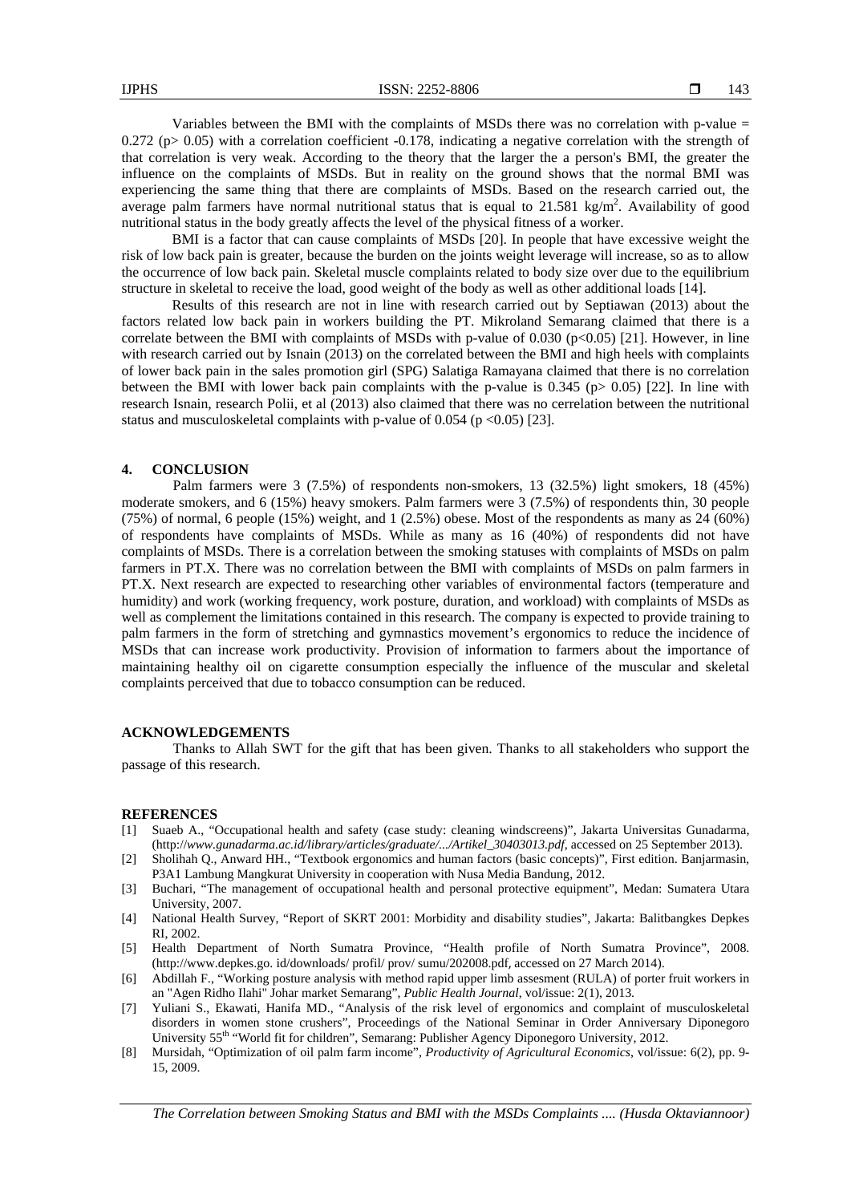Variables between the BMI with the complaints of MSDs there was no correlation with p-value = 0.272 ($p > 0.05$) with a correlation coefficient -0.178, indicating a negative correlation with the strength of that correlation is very weak. According to the theory that the larger the a person's BMI, the greater the influence on the complaints of MSDs. But in reality on the ground shows that the normal BMI was experiencing the same thing that there are complaints of MSDs. Based on the research carried out, the average palm farmers have normal nutritional status that is equal to 21.581 $kg/m^2$. Availability of good nutritional status in the body greatly affects the level of the physical fitness of a worker.

BMI is a factor that can cause complaints of MSDs [20]. In people that have excessive weight the risk of low back pain is greater, because the burden on the joints weight leverage will increase, so as to allow the occurrence of low back pain. Skeletal muscle complaints related to body size over due to the equilibrium structure in skeletal to receive the load, good weight of the body as well as other additional loads [14].

Results of this research are not in line with research carried out by Septiawan (2013) about the factors related low back pain in workers building the PT. Mikroland Semarang claimed that there is a correlate between the BMI with complaints of MSDs with p-value of 0.030 ($p<0.05$) [21]. However, in line with research carried out by Isnain (2013) on the correlated between the BMI and high heels with complaints of lower back pain in the sales promotion girl (SPG) Salatiga Ramayana claimed that there is no correlation between the BMI with lower back pain complaints with the p-value is 0.345 ($p > 0.05$) [22]. In line with research Isnain, research Polii, et al (2013) also claimed that there was no cerrelation between the nutritional status and musculoskeletal complaints with p-value of 0.054 ($p < 0.05$) [23].

## 4. CONCLUSION

Palm farmers were 3 (7.5%) of respondents non-smokers, 13 (32.5%) light smokers, 18 (45%) moderate smokers, and 6 (15%) heavy smokers. Palm farmers were 3 (7.5%) of respondents thin, 30 people (75%) of normal, 6 people (15%) weight, and 1 (2.5%) obese. Most of the respondents as many as 24 (60%) of respondents have complaints of MSDs. While as many as 16 (40%) of respondents did not have complaints of MSDs. There is a correlation between the smoking statuses with complaints of MSDs on palm farmers in PT.X. There was no correlation between the BMI with complaints of MSDs on palm farmers in PT.X. Next research are expected to researching other variables of environmental factors (temperature and humidity) and work (working frequency, work posture, duration, and workload) with complaints of MSDs as well as complement the limitations contained in this research. The company is expected to provide training to palm farmers in the form of stretching and gymnastics movement's ergonomics to reduce the incidence of MSDs that can increase work productivity. Provision of information to farmers about the importance of maintaining healthy oil on cigarette consumption especially the influence of the muscular and skeletal complaints perceived that due to tobacco consumption can be reduced.

## ACKNOWLEDGEMENTS

Thanks to Allah SWT for the gift that has been given. Thanks to all stakeholders who support the passage of this research.

## REFERENCES

[1] Suaeb A., "Occupational health and safety (case study: cleaning windscreens)", Jakarta Universitas Gunadarma, (http://*www.gunadarma.ac.id/library/articles/graduate/.../Artikel_30403013.pdf*, accessed on 25 September 2013).

[2] Sholihah Q., Anward HH., "Textbook ergonomics and human factors (basic concepts)", First edition. Banjarmasin, P3A1 Lambung Mangkurat University in cooperation with Nusa Media Bandung, 2012.

[3] Buchari, "The management of occupational health and personal protective equipment", Medan: Sumatera Utara University, 2007.

[4] National Health Survey, "Report of SKRT 2001: Morbidity and disability studies", Jakarta: Balitbangkes Depkes RI, 2002.

[5] Health Department of North Sumatra Province, "Health profile of North Sumatra Province", 2008. (http://www.depkes.go. id/downloads/ profil/ prov/ sumu/202008.pdf, accessed on 27 March 2014).

[6] Abdillah F., "Working posture analysis with method rapid upper limb assesment (RULA) of porter fruit workers in an "Agen Ridho Ilahi" Johar market Semarang", *Public Health Journal*, vol/issue: 2(1), 2013.

[7] Yuliani S., Ekawati, Hanifa MD., "Analysis of the risk level of ergonomics and complaint of musculoskeletal disorders in women stone crushers", Proceedings of the National Seminar in Order Anniversary Diponegoro University 55th "World fit for children", Semarang: Publisher Agency Diponegoro University, 2012.

[8] Mursidah, "Optimization of oil palm farm income", *Productivity of Agricultural Economics*, vol/issue: 6(2), pp. 9-15, 2009.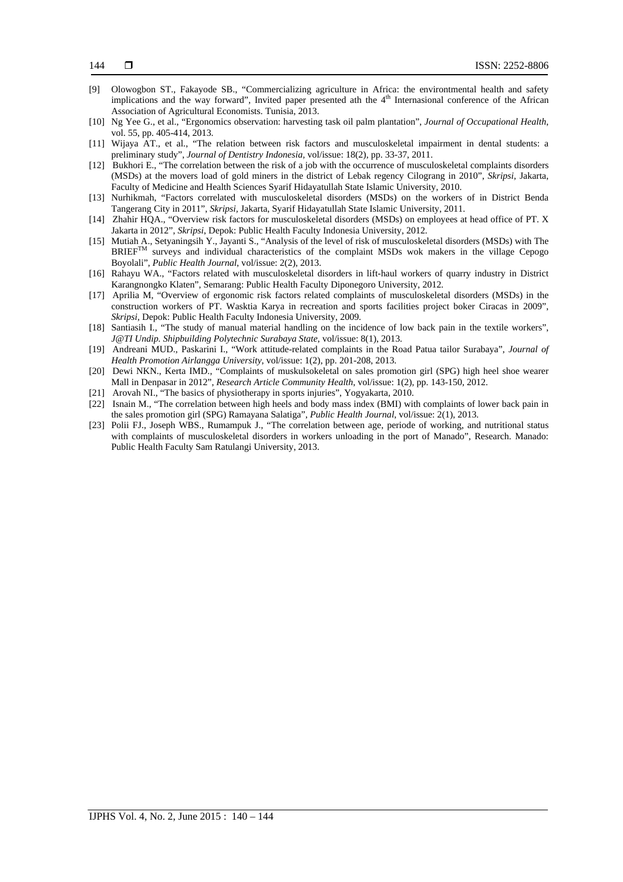[9] Olowogbon ST., Fakayode SB., "Commercializing agriculture in Africa: the environtmental health and safety implications and the way forward", Invited paper presented ath the 4th Internasional conference of the African Association of Agricultural Economists. Tunisia, 2013.

[10] Ng Yee G., et al., "Ergonomics observation: harvesting task oil palm plantation", *Journal of Occupational Health*, vol. 55, pp. 405-414, 2013.

[11] Wijaya AT., et al., "The relation between risk factors and musculoskeletal impairment in dental students: a preliminary study", *Journal of Dentistry Indonesia*, vol/issue: 18(2), pp. 33-37, 2011.

[12] Bukhori E., "The correlation between the risk of a job with the occurrence of musculoskeletal complaints disorders (MSDs) at the movers load of gold miners in the district of Lebak regency Cilograng in 2010", *Skripsi*, Jakarta, Faculty of Medicine and Health Sciences Syarif Hidayatullah State Islamic University, 2010.

[13] Nurhikmah, "Factors correlated with musculoskeletal disorders (MSDs) on the workers of in District Benda Tangerang City in 2011", *Skripsi*, Jakarta, Syarif Hidayatullah State Islamic University, 2011.

[14] Zhahir HQA., "Overview risk factors for musculoskeletal disorders (MSDs) on employees at head office of PT. X Jakarta in 2012", *Skripsi*, Depok: Public Health Faculty Indonesia University, 2012.

[15] Mutiah A., Setyaningsih Y., Jayanti S., "Analysis of the level of risk of musculoskeletal disorders (MSDs) with The BRIEF™ surveys and individual characteristics of the complaint MSDs wok makers in the village Cepogo Boyolali", *Public Health Journal*, vol/issue: 2(2), 2013.

[16] Rahayu WA., "Factors related with musculoskeletal disorders in lift-haul workers of quarry industry in District Karangnongko Klaten", Semarang: Public Health Faculty Diponegoro University, 2012.

[17] Aprilia M, "Overview of ergonomic risk factors related complaints of musculoskeletal disorders (MSDs) in the construction workers of PT. Wasktia Karya in recreation and sports facilities project boker Ciracas in 2009", *Skripsi*, Depok: Public Health Faculty Indonesia University, 2009.

[18] Santiasih I., "The study of manual material handling on the incidence of low back pain in the textile workers", *J@TI Undip. Shipbuilding Polytechnic Surabaya State*, vol/issue: 8(1), 2013.

[19] Andreani MUD., Paskarini I., "Work attitude-related complaints in the Road Patua tailor Surabaya", *Journal of Health Promotion Airlangga University*, vol/issue: 1(2), pp. 201-208, 2013.

[20] Dewi NKN., Kerta IMD., "Complaints of muskulsokeletal on sales promotion girl (SPG) high heel shoe wearer Mall in Denpasar in 2012", *Research Article Community Health*, vol/issue: 1(2), pp. 143-150, 2012.

[21] Arovah NI., "The basics of physiotherapy in sports injuries", Yogyakarta, 2010.

[22] Isnain M., "The correlation between high heels and body mass index (BMI) with complaints of lower back pain in the sales promotion girl (SPG) Ramayana Salatiga", *Public Health Journal*, vol/issue: 2(1), 2013.

[23] Polii FJ., Joseph WBS., Rumampuk J., "The correlation between age, periode of working, and nutritional status with complaints of musculoskeletal disorders in workers unloading in the port of Manado", Research. Manado: Public Health Faculty Sam Ratulangi University, 2013.